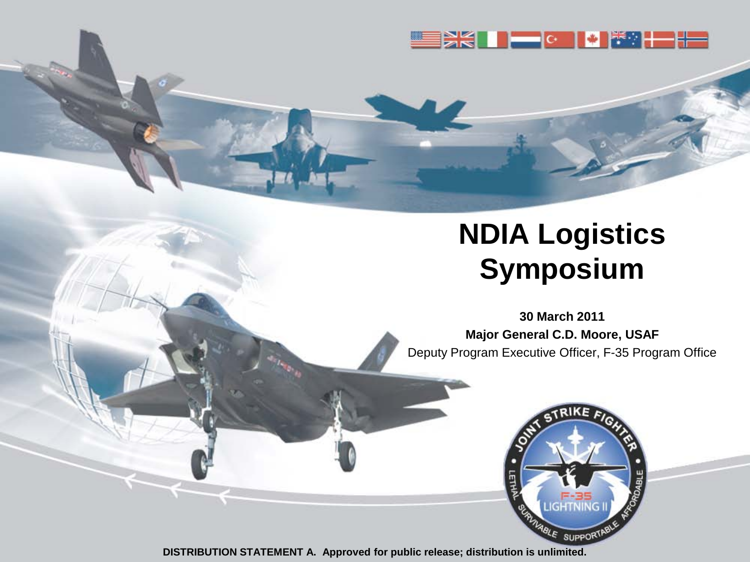# NDIA Logistics Symposium

**30 March 2011**

**Major General C.D. Moore, USAF**

Deputy Program Executive Officer, F-35 Program Office

**DISTRIBUTION STATEMENT A. Approved for public release; distribution is unlimited.**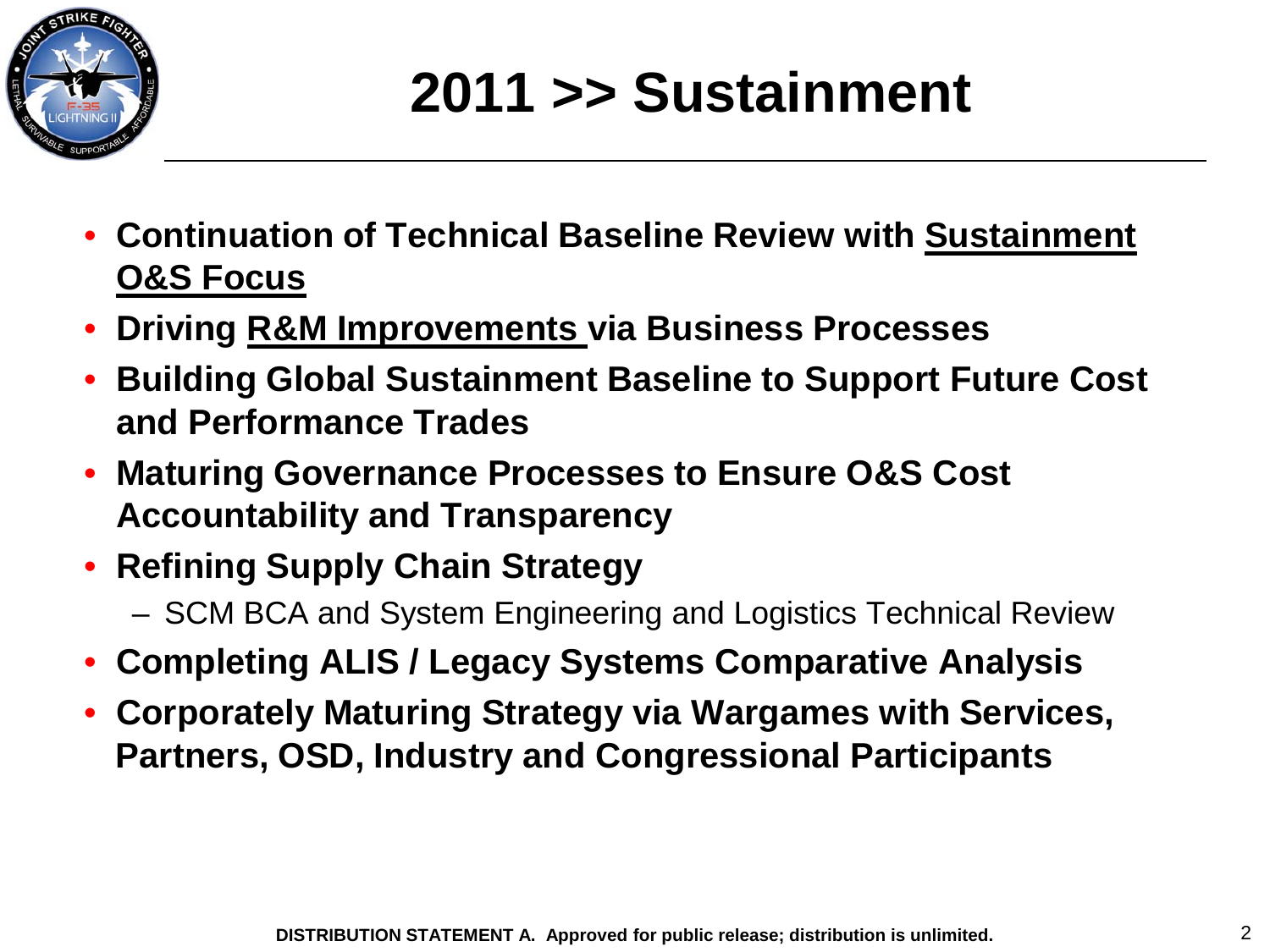# 2011 >> Sustainment

- **Continuation of Technical Baseline Review with <u>Sustainment O&S Focus</u>**
- **Driving <u>R&M Improvements</u> via Business Processes**
- **Building Global Sustainment Baseline to Support Future Cost and Performance Trades**
- **Maturing Governance Processes to Ensure O&S Cost Accountability and Transparency**
- **Refining Supply Chain Strategy**
  - SCM BCA and System Engineering and Logistics Technical Review
- **Completing ALIS / Legacy Systems Comparative Analysis**
- **Corporately Maturing Strategy via Wargames with Services, Partners, OSD, Industry and Congressional Participants**

**DISTRIBUTION STATEMENT A. Approved for public release; distribution is unlimited.**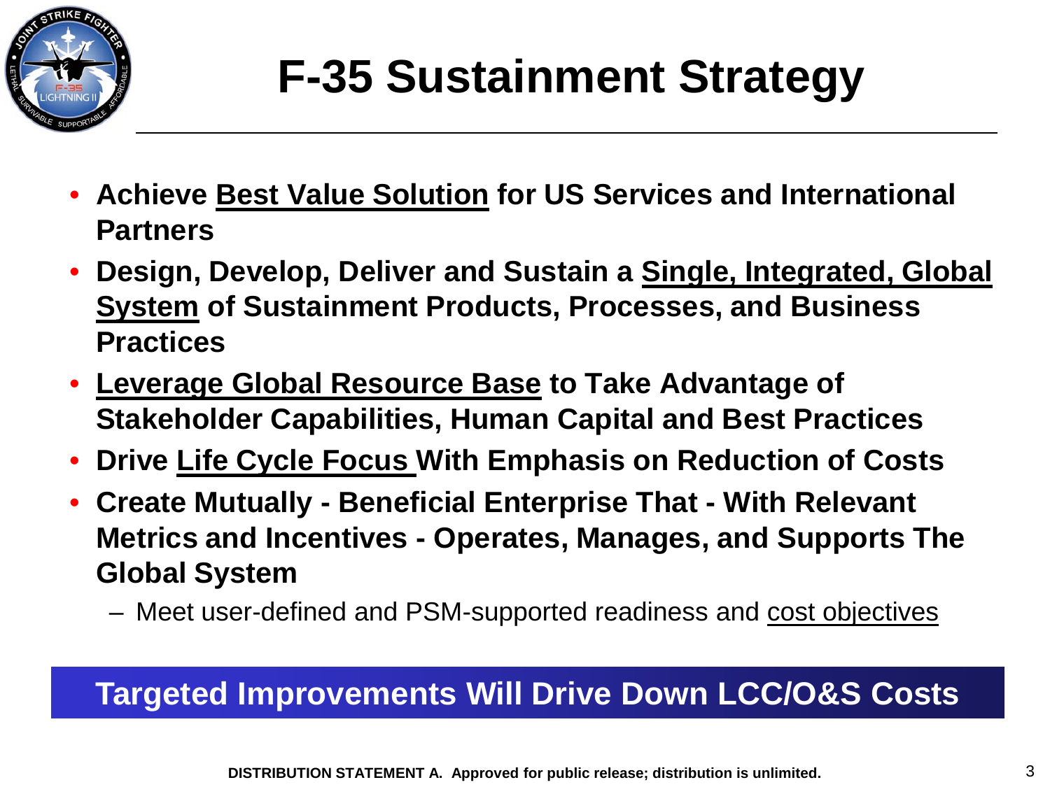# F-35 Sustainment Strategy

- **Achieve Best Value Solution for US Services and International Partners**
- **Design, Develop, Deliver and Sustain a Single, Integrated, Global System of Sustainment Products, Processes, and Business Practices**
- **Leverage Global Resource Base to Take Advantage of Stakeholder Capabilities, Human Capital and Best Practices**
- **Drive Life Cycle Focus With Emphasis on Reduction of Costs**
- **Create Mutually - Beneficial Enterprise That - With Relevant Metrics and Incentives - Operates, Manages, and Supports The Global System**
  - Meet user-defined and PSM-supported readiness and cost objectives

**Targeted Improvements Will Drive Down LCC/O&S Costs**

**DISTRIBUTION STATEMENT A. Approved for public release; distribution is unlimited.**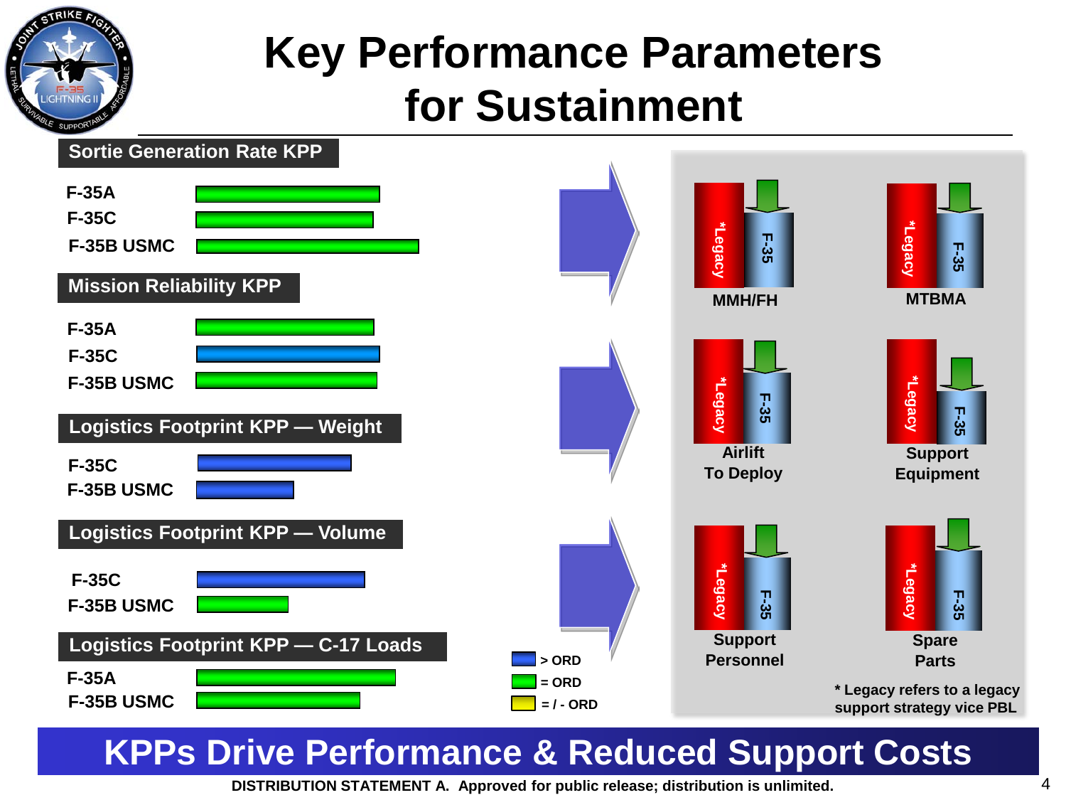# Key Performance Parameters for Sustainment

**Sortie Generation Rate KPP**

- F-35A
- F-35C
- F-35B USMC

**Mission Reliability KPP**

- F-35A
- F-35C
- F-35B USMC

**Logistics Footprint KPP — Weight**

- F-35C
- F-35B USMC

**Logistics Footprint KPP — Volume**

- F-35C
- F-35B USMC

**Logistics Footprint KPP — C-17 Loads**

- F-35A
- F-35B USMC

Legend:
- > ORD
- = ORD
- = / - ORD

*Legacy / F-35:

- MMH/FH
- MTBMA
- Airlift To Deploy
- Support Equipment
- Support Personnel
- Spare Parts

\* Legacy refers to a legacy support strategy vice PBL

## KPPs Drive Performance & Reduced Support Costs

DISTRIBUTION STATEMENT A. Approved for public release; distribution is unlimited.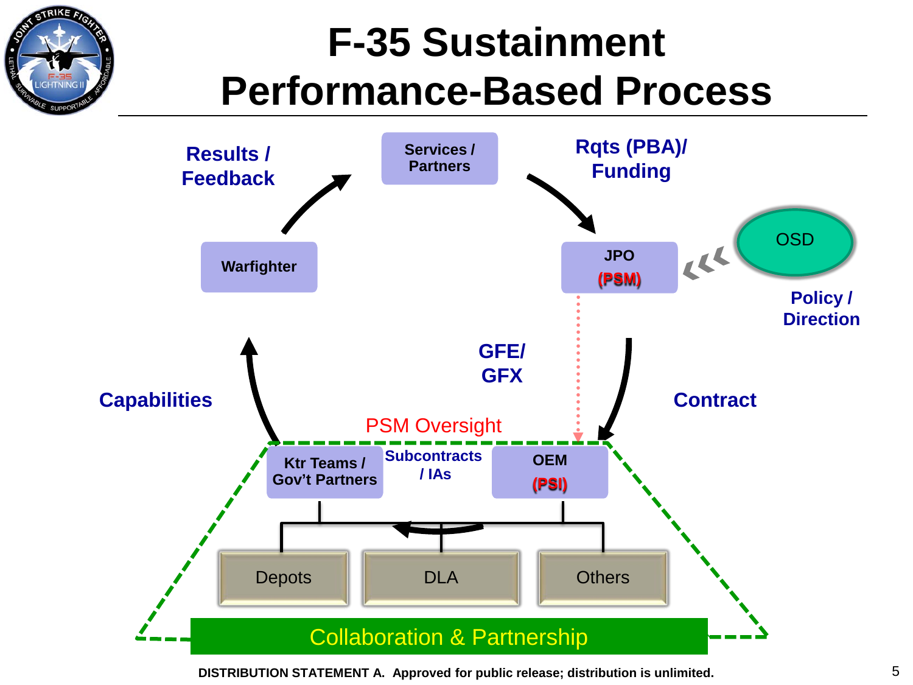# F-35 Sustainment Performance-Based Process

Services / Partners

Rqts (PBA)/ Funding

JPO (PSM)

OSD

Policy / Direction

Contract

OEM (PSI)

GFE/ GFX

PSM Oversight

Subcontracts / IAs

Ktr Teams / Gov't Partners

Capabilities

Warfighter

Results / Feedback

Depots

DLA

Others

Collaboration & Partnership

DISTRIBUTION STATEMENT A. Approved for public release; distribution is unlimited.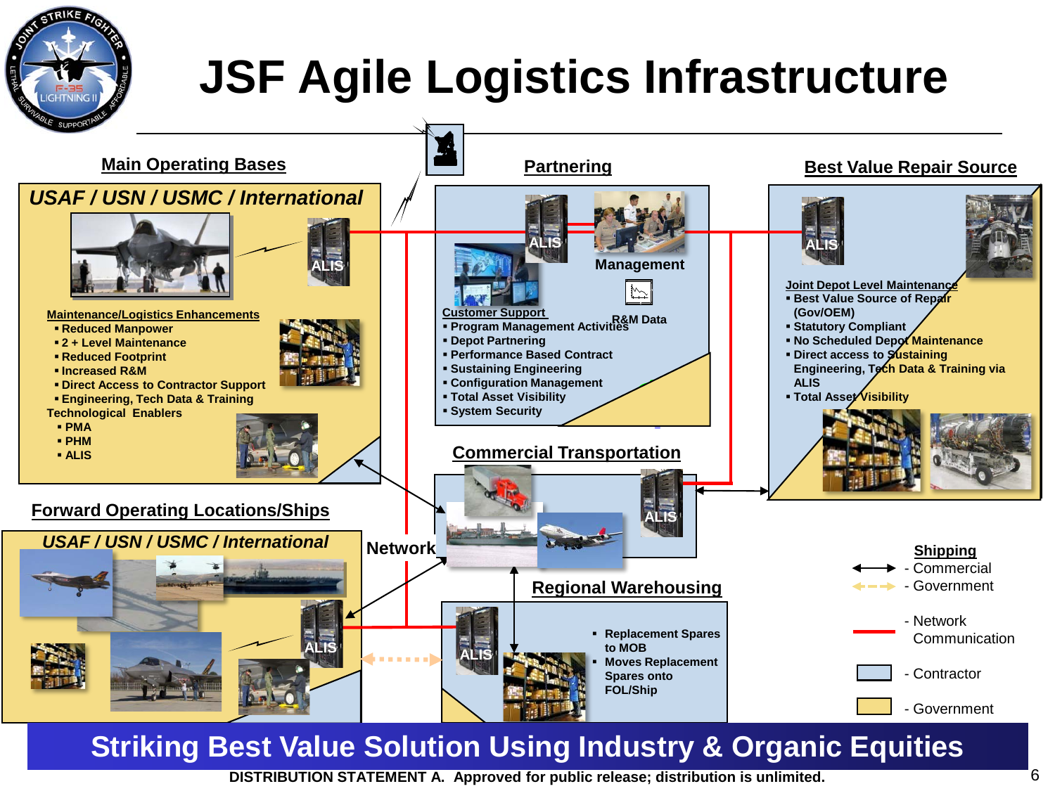# JSF Agile Logistics Infrastructure

## Main Operating Bases

### *USAF / USN / USMC / International*

ALIS

**Maintenance/Logistics Enhancements**

- Reduced Manpower
- 2 + Level Maintenance
- Reduced Footprint
- Increased R&M
- Direct Access to Contractor Support
- Engineering, Tech Data & Training

**Technological Enablers**

- PMA
- PHM
- ALIS

## Partnering

ALIS

Management

R&M Data

**Customer Support**

- Program Management Activities
- Depot Partnering
- Performance Based Contract
- Sustaining Engineering
- Configuration Management
- Total Asset Visibility
- System Security

## Best Value Repair Source

ALIS

**Joint Depot Level Maintenance**

- Best Value Source of Repair (Gov/OEM)
- Statutory Compliant
- No Scheduled Depot Maintenance
- Direct access to Sustaining Engineering, Tech Data & Training via ALIS
- Total Asset Visibility

## Commercial Transportation

ALIS

## Forward Operating Locations/Ships

### *USAF / USN / USMC / International*

ALIS

Network

## Regional Warehousing

ALIS

- Replacement Spares to MOB
- Moves Replacement Spares onto FOL/Ship

**Shipping**

- Commercial
- Government

- Network Communication
- Contractor
- Government

**Striking Best Value Solution Using Industry & Organic Equities**

DISTRIBUTION STATEMENT A. Approved for public release; distribution is unlimited.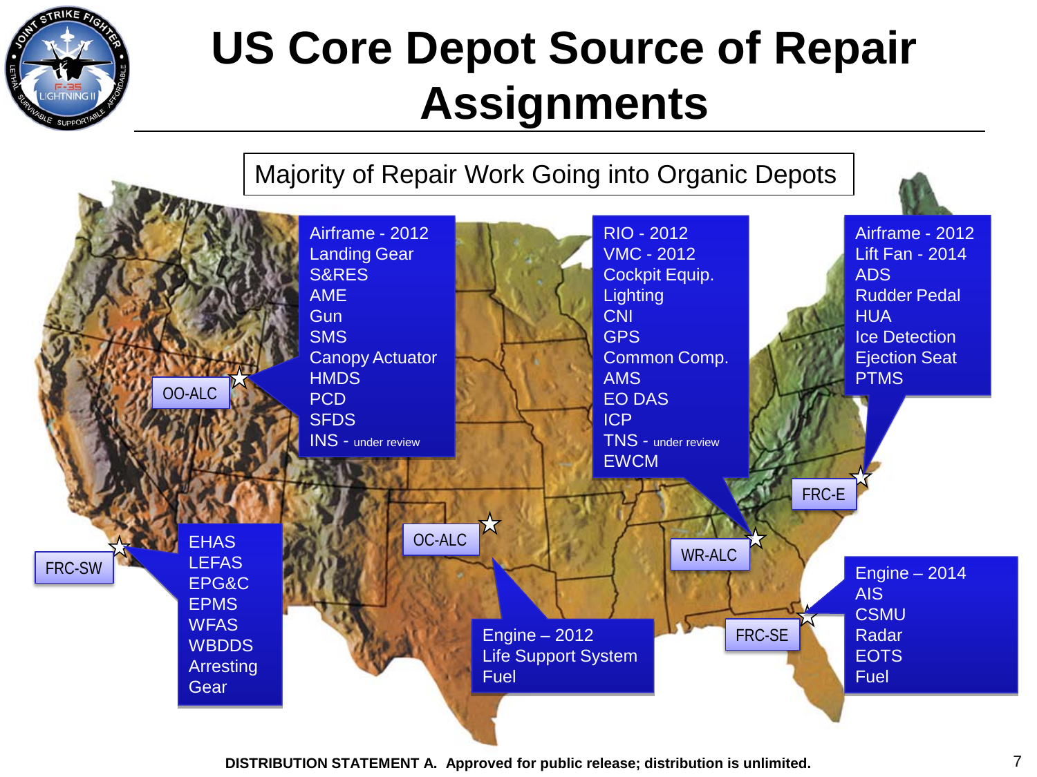# US Core Depot Source of Repair Assignments

**Majority of Repair Work Going into Organic Depots**

**OO-ALC**
- Airframe - 2012
- Landing Gear
- S&RES
- AME
- Gun
- SMS
- Canopy Actuator
- HMDS
- PCD
- SFDS
- INS - under review

**WR-ALC**
- RIO - 2012
- VMC - 2012
- Cockpit Equip.
- Lighting
- CNI
- GPS
- Common Comp.
- AMS
- EO DAS
- ICP
- TNS - under review
- EWCM

**FRC-E**
- Airframe - 2012
- Lift Fan - 2014
- ADS
- Rudder Pedal
- HUA
- Ice Detection
- Ejection Seat
- PTMS

**FRC-SW**
- EHAS
- LEFAS
- EPG&C
- EPMS
- WFAS
- WBDDS
- Arresting Gear

**OC-ALC**
- Engine – 2012
- Life Support System
- Fuel

**FRC-SE**
- Engine – 2014
- AIS
- CSMU
- Radar
- EOTS
- Fuel

**DISTRIBUTION STATEMENT A. Approved for public release; distribution is unlimited.**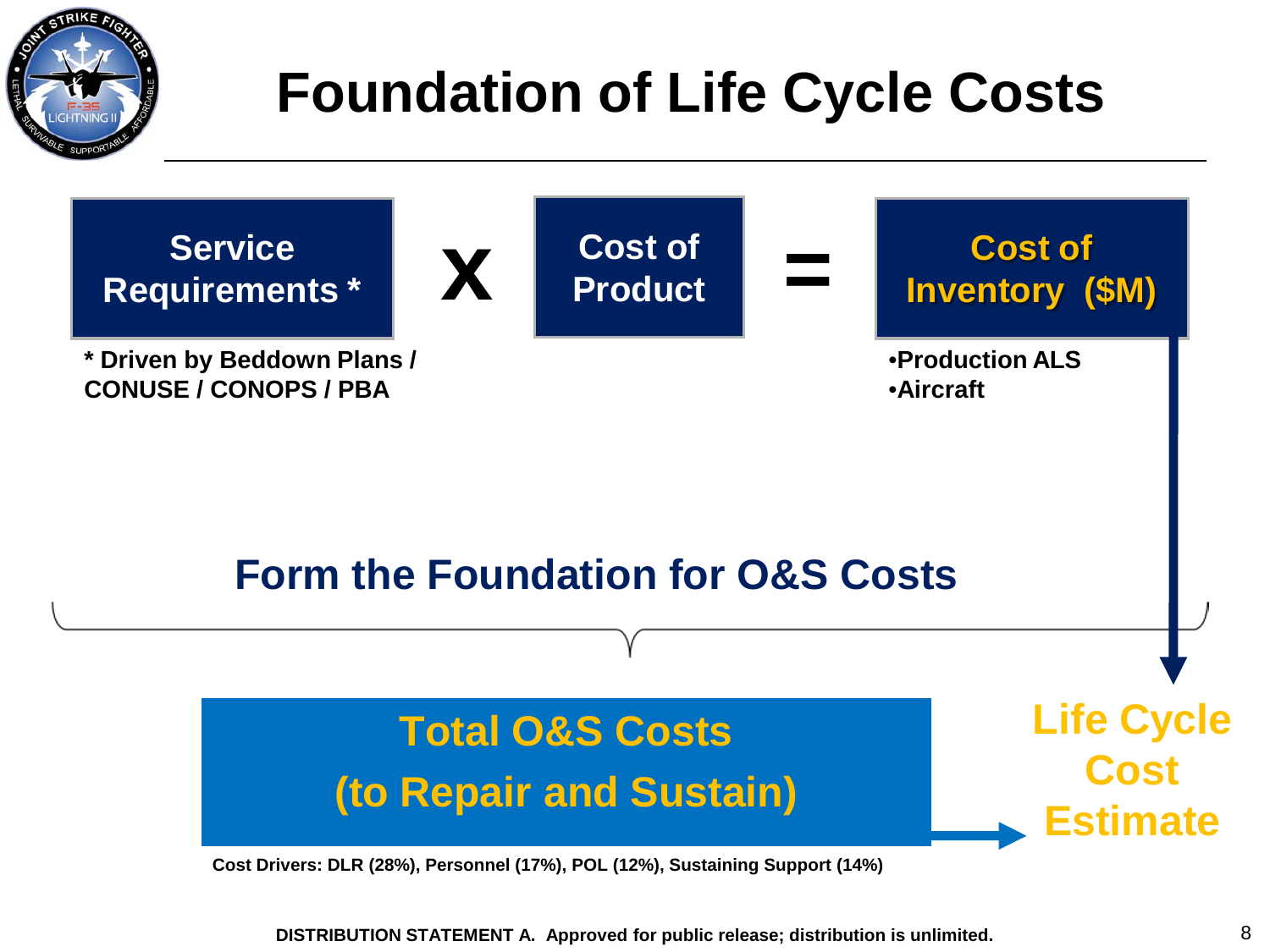# Foundation of Life Cycle Costs

**Service Requirements *** X **Cost of Product** = **Cost of Inventory ($M)**

**\* Driven by Beddown Plans / CONUSE / CONOPS / PBA**

- **Production ALS**
- **Aircraft**

## Form the Foundation for O&S Costs

**Total O&S Costs (to Repair and Sustain)** → **Life Cycle Cost Estimate**

**Cost Drivers: DLR (28%), Personnel (17%), POL (12%), Sustaining Support (14%)**

**DISTRIBUTION STATEMENT A. Approved for public release; distribution is unlimited.**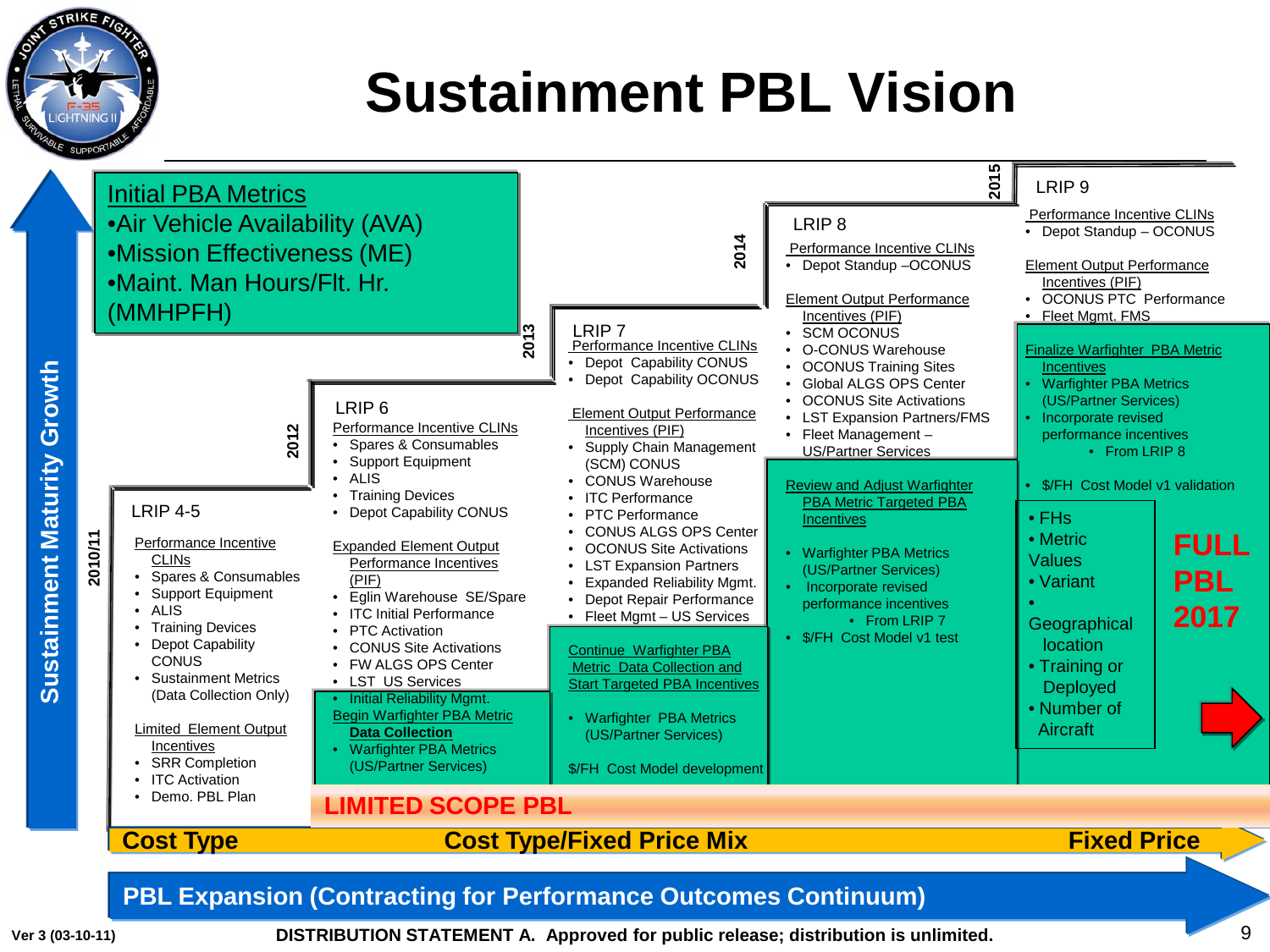# Sustainment PBL Vision

**Initial PBA Metrics**
- Air Vehicle Availability (AVA)
- Mission Effectiveness (ME)
- Maint. Man Hours/Flt. Hr. (MMHPFH)

## 2010/11 — LRIP 4-5

Performance Incentive CLINs
- Spares & Consumables
- Support Equipment
- ALIS
- Training Devices
- Depot Capability CONUS
- Sustainment Metrics (Data Collection Only)

Limited Element Output Incentives
- SRR Completion
- ITC Activation
- Demo. PBL Plan

## 2012 — LRIP 6

Performance Incentive CLINs
- Spares & Consumables
- Support Equipment
- ALIS
- Training Devices
- Depot Capability CONUS

Expanded Element Output Performance Incentives (PIF)
- Eglin Warehouse SE/Spare
- ITC Initial Performance
- PTC Activation
- CONUS Site Activations
- FW ALGS OPS Center
- LST US Services
- Initial Reliability Mgmt.

Begin Warfighter PBA Metric **Data Collection**
- Warfighter PBA Metrics (US/Partner Services)

## 2013 — LRIP 7

Performance Incentive CLINs
- Depot Capability CONUS
- Depot Capability OCONUS

Element Output Performance Incentives (PIF)
- Supply Chain Management (SCM) CONUS
- CONUS Warehouse
- ITC Performance
- PTC Performance
- CONUS ALGS OPS Center
- OCONUS Site Activations
- LST Expansion Partners
- Expanded Reliability Mgmt.
- Depot Repair Performance
- Fleet Mgmt – US Services

Continue Warfighter PBA Metric Data Collection and Start Targeted PBA Incentives
- Warfighter PBA Metrics (US/Partner Services)

$/FH Cost Model development

## 2014 — LRIP 8

Performance Incentive CLINs
- Depot Standup –OCONUS

Element Output Performance Incentives (PIF)
- SCM OCONUS
- O-CONUS Warehouse
- OCONUS Training Sites
- Global ALGS OPS Center
- OCONUS Site Activations
- LST Expansion Partners/FMS
- Fleet Management – US/Partner Services

Review and Adjust Warfighter PBA Metric Targeted PBA Incentives
- Warfighter PBA Metrics (US/Partner Services)
- Incorporate revised performance incentives
  - From LRIP 7
- $/FH Cost Model v1 test

## 2015 — LRIP 9

Performance Incentive CLINs
- Depot Standup – OCONUS

Element Output Performance Incentives (PIF)
- OCONUS PTC Performance
- Fleet Mgmt. FMS

Finalize Warfighter PBA Metric Incentives
- Warfighter PBA Metrics (US/Partner Services)
- Incorporate revised performance incentives
  - From LRIP 8
- $/FH Cost Model v1 validation

- FHs
- Metric Values
- Variant
- Geographical location
- Training or Deployed
- Number of Aircraft

**FULL PBL 2017**

**LIMITED SCOPE PBL**

**Cost Type** → **Cost Type/Fixed Price Mix** → **Fixed Price**

**PBL Expansion (Contracting for Performance Outcomes Continuum)**

Sustainment Maturity Growth

Ver 3 (03-10-11)

**DISTRIBUTION STATEMENT A. Approved for public release; distribution is unlimited.**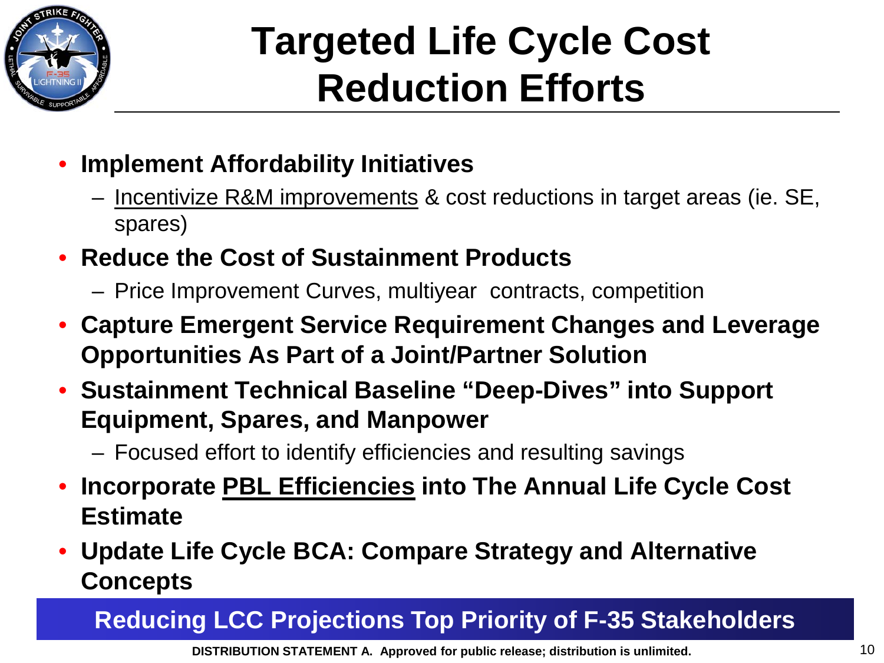# Targeted Life Cycle Cost Reduction Efforts

- **Implement Affordability Initiatives**
  - Incentivize R&M improvements & cost reductions in target areas (ie. SE, spares)
- **Reduce the Cost of Sustainment Products**
  - Price Improvement Curves, multiyear contracts, competition
- **Capture Emergent Service Requirement Changes and Leverage Opportunities As Part of a Joint/Partner Solution**
- **Sustainment Technical Baseline "Deep-Dives" into Support Equipment, Spares, and Manpower**
  - Focused effort to identify efficiencies and resulting savings
- **Incorporate PBL Efficiencies into The Annual Life Cycle Cost Estimate**
- **Update Life Cycle BCA: Compare Strategy and Alternative Concepts**

**Reducing LCC Projections Top Priority of F-35 Stakeholders**

**DISTRIBUTION STATEMENT A. Approved for public release; distribution is unlimited.**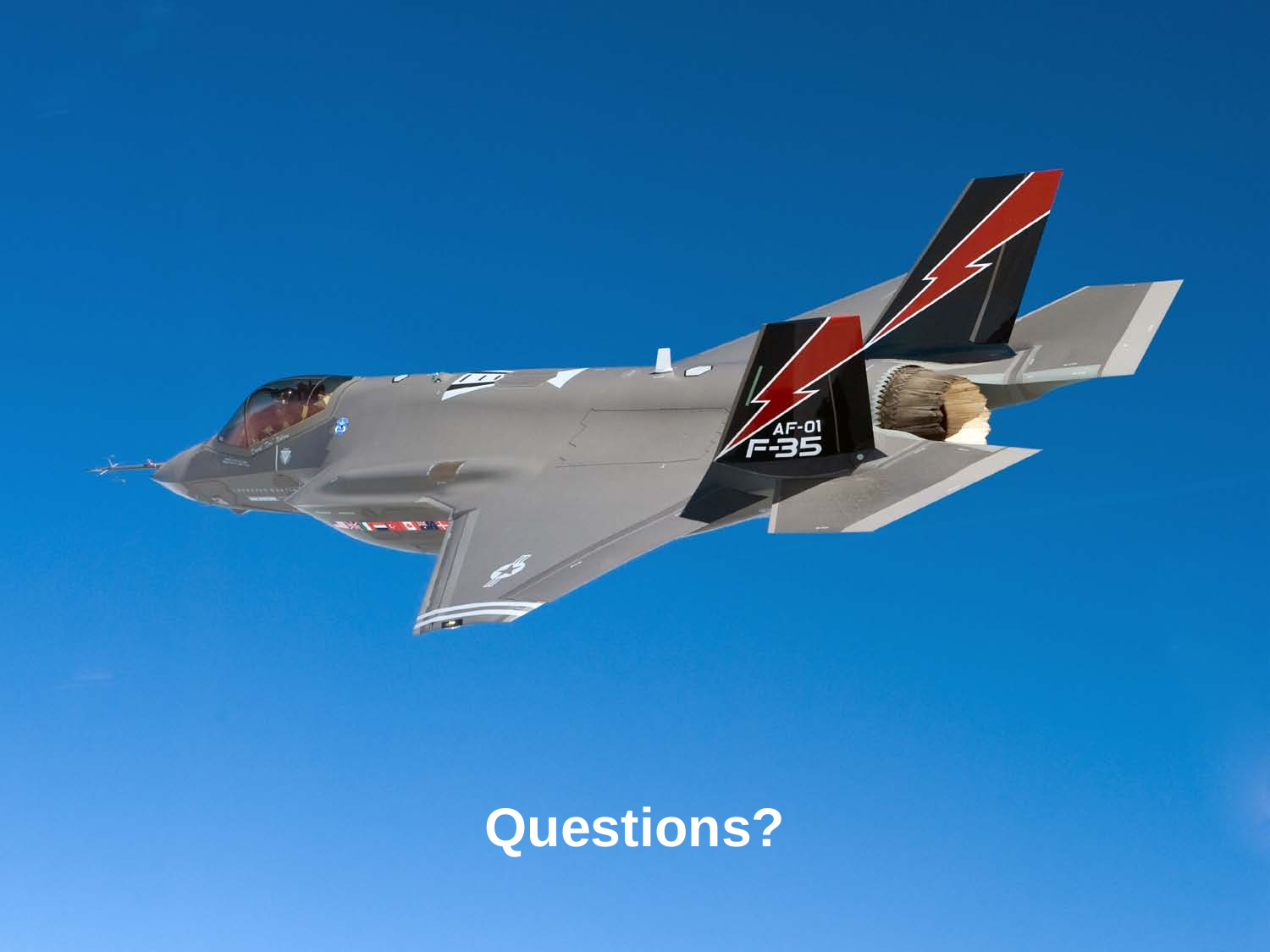Questions?